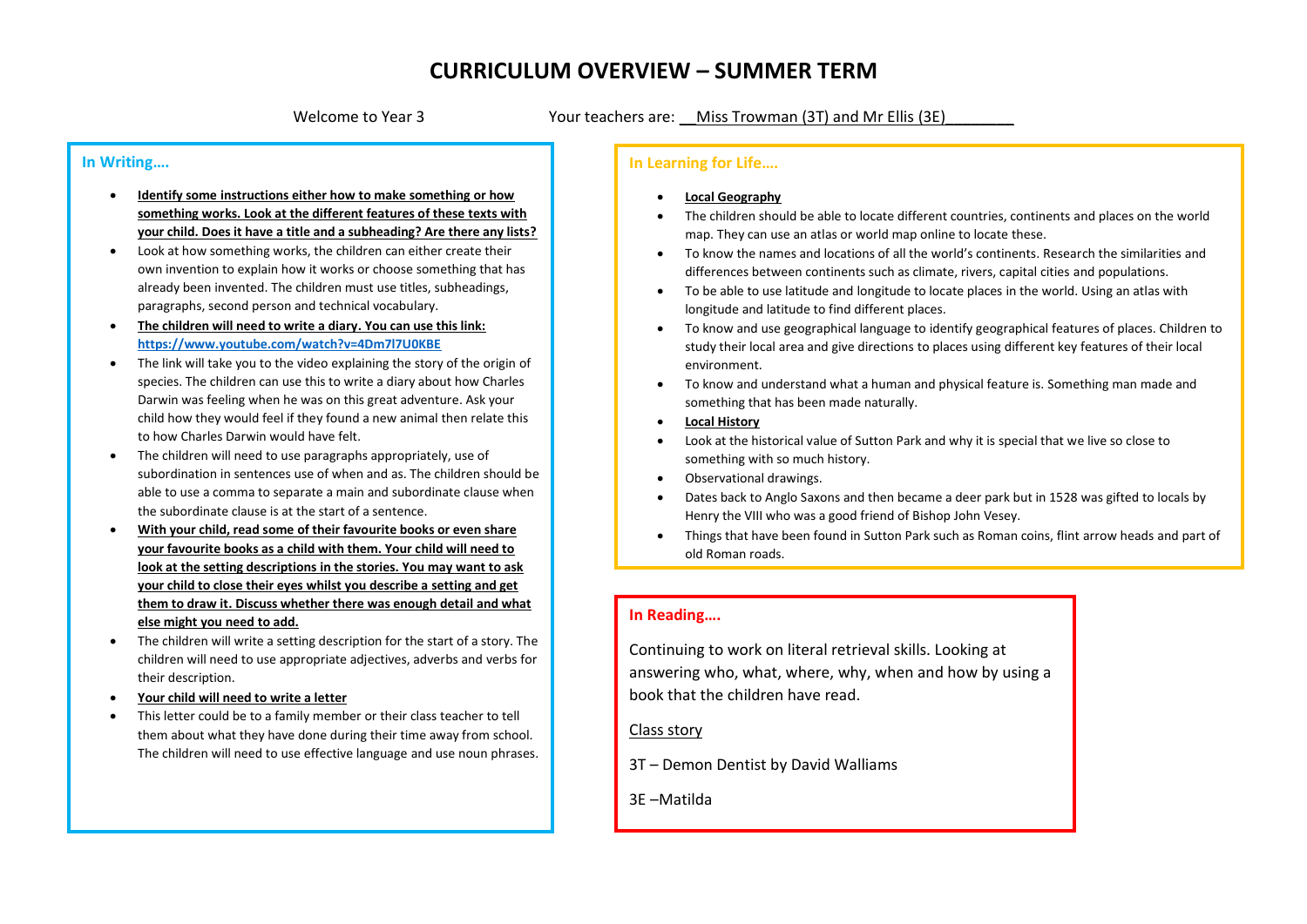# CURRICULUM OVERVIEW – SUMMER TERM

Welcome to Year 3

Your teachers are: __Miss Trowman (3T) and Mr Ellis (3E)________

## In Writing….

- **Identify some instructions either how to make something or how something works. Look at the different features of these texts with your child. Does it have a title and a subheading? Are there any lists?**
- Look at how something works, the children can either create their own invention to explain how it works or choose something that has already been invented. The children must use titles, subheadings, paragraphs, second person and technical vocabulary.
- **The children will need to write a diary. You can use this link: https://www.youtube.com/watch?v=4Dm7l7U0KBE**
- The link will take you to the video explaining the story of the origin of species. The children can use this to write a diary about how Charles Darwin was feeling when he was on this great adventure. Ask your child how they would feel if they found a new animal then relate this to how Charles Darwin would have felt.
- The children will need to use paragraphs appropriately, use of subordination in sentences use of when and as. The children should be able to use a comma to separate a main and subordinate clause when the subordinate clause is at the start of a sentence.
- **With your child, read some of their favourite books or even share your favourite books as a child with them. Your child will need to look at the setting descriptions in the stories. You may want to ask your child to close their eyes whilst you describe a setting and get them to draw it. Discuss whether there was enough detail and what else might you need to add.**
- The children will write a setting description for the start of a story. The children will need to use appropriate adjectives, adverbs and verbs for their description.
- **Your child will need to write a letter**
- This letter could be to a family member or their class teacher to tell them about what they have done during their time away from school. The children will need to use effective language and use noun phrases.

## In Learning for Life….

- **Local Geography**
- The children should be able to locate different countries, continents and places on the world map. They can use an atlas or world map online to locate these.
- To know the names and locations of all the world's continents. Research the similarities and differences between continents such as climate, rivers, capital cities and populations.
- To be able to use latitude and longitude to locate places in the world. Using an atlas with longitude and latitude to find different places.
- To know and use geographical language to identify geographical features of places. Children to study their local area and give directions to places using different key features of their local environment.
- To know and understand what a human and physical feature is. Something man made and something that has been made naturally.
- **Local History**
- Look at the historical value of Sutton Park and why it is special that we live so close to something with so much history.
- Observational drawings.
- Dates back to Anglo Saxons and then became a deer park but in 1528 was gifted to locals by Henry the VIII who was a good friend of Bishop John Vesey.
- Things that have been found in Sutton Park such as Roman coins, flint arrow heads and part of old Roman roads.

## In Reading….

Continuing to work on literal retrieval skills. Looking at answering who, what, where, why, when and how by using a book that the children have read.

Class story

3T – Demon Dentist by David Walliams

3E –Matilda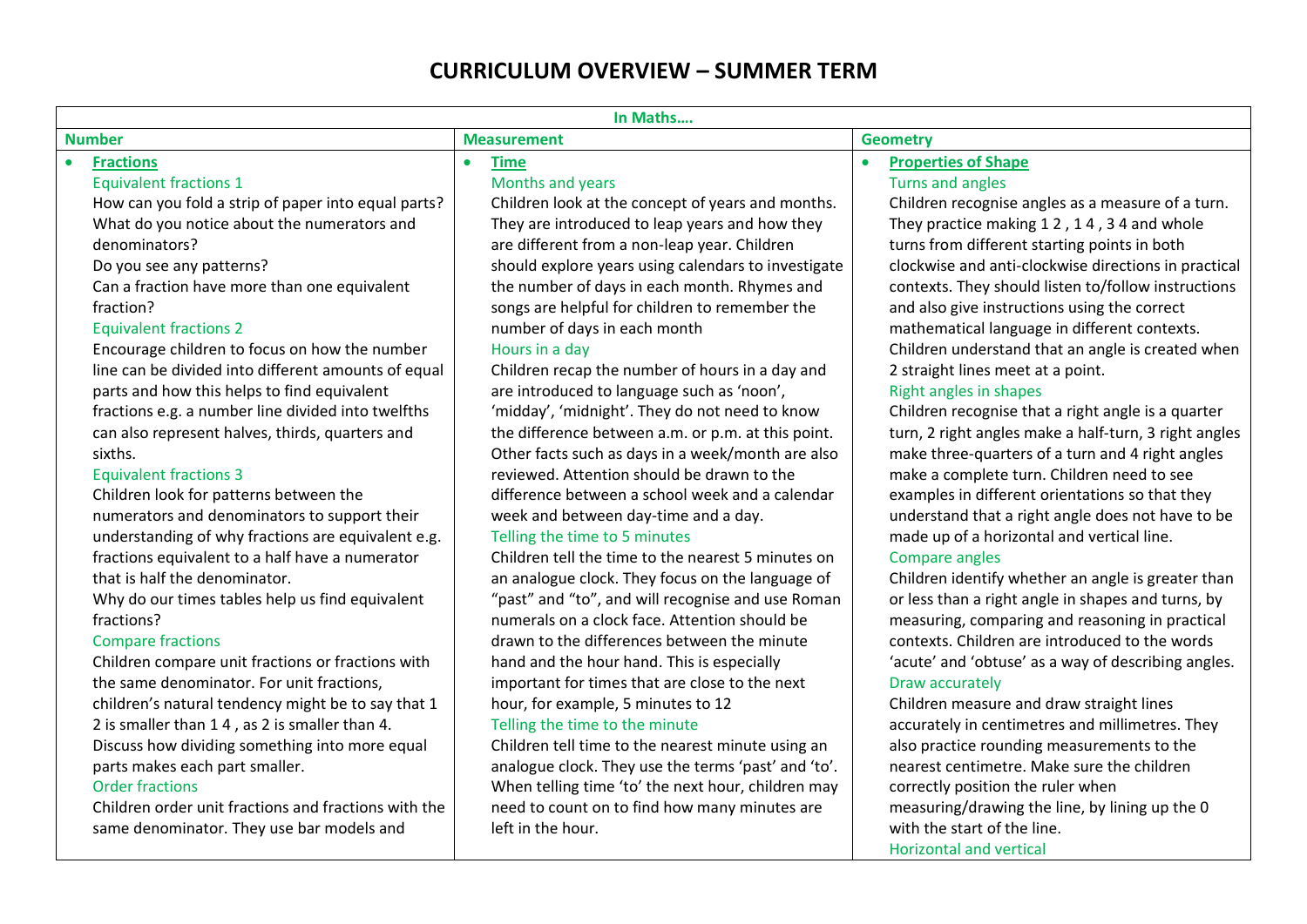# CURRICULUM OVERVIEW – SUMMER TERM

| In Maths…. | | |
|---|---|---|
| **Number** | **Measurement** | **Geometry** |
| • **Fractions**<br>Equivalent fractions 1<br>How can you fold a strip of paper into equal parts? What do you notice about the numerators and denominators?<br>Do you see any patterns?<br>Can a fraction have more than one equivalent fraction?<br>Equivalent fractions 2<br>Encourage children to focus on how the number line can be divided into different amounts of equal parts and how this helps to find equivalent fractions e.g. a number line divided into twelfths can also represent halves, thirds, quarters and sixths.<br>Equivalent fractions 3<br>Children look for patterns between the numerators and denominators to support their understanding of why fractions are equivalent e.g. fractions equivalent to a half have a numerator that is half the denominator.<br>Why do our times tables help us find equivalent fractions?<br>Compare fractions<br>Children compare unit fractions or fractions with the same denominator. For unit fractions, children's natural tendency might be to say that 1 2 is smaller than 1 4 , as 2 is smaller than 4. Discuss how dividing something into more equal parts makes each part smaller.<br>Order fractions<br>Children order unit fractions and fractions with the same denominator. They use bar models and | • **Time**<br>Months and years<br>Children look at the concept of years and months. They are introduced to leap years and how they are different from a non-leap year. Children should explore years using calendars to investigate the number of days in each month. Rhymes and songs are helpful for children to remember the number of days in each month<br>Hours in a day<br>Children recap the number of hours in a day and are introduced to language such as 'noon', 'midday', 'midnight'. They do not need to know the difference between a.m. or p.m. at this point. Other facts such as days in a week/month are also reviewed. Attention should be drawn to the difference between a school week and a calendar week and between day-time and a day.<br>Telling the time to 5 minutes<br>Children tell the time to the nearest 5 minutes on an analogue clock. They focus on the language of "past" and "to", and will recognise and use Roman numerals on a clock face. Attention should be drawn to the differences between the minute hand and the hour hand. This is especially important for times that are close to the next hour, for example, 5 minutes to 12<br>Telling the time to the minute<br>Children tell time to the nearest minute using an analogue clock. They use the terms 'past' and 'to'. When telling time 'to' the next hour, children may need to count on to find how many minutes are left in the hour. | • **Properties of Shape**<br>Turns and angles<br>Children recognise angles as a measure of a turn. They practice making 1 2 , 1 4 , 3 4 and whole turns from different starting points in both clockwise and anti-clockwise directions in practical contexts. They should listen to/follow instructions and also give instructions using the correct mathematical language in different contexts. Children understand that an angle is created when 2 straight lines meet at a point.<br>Right angles in shapes<br>Children recognise that a right angle is a quarter turn, 2 right angles make a half-turn, 3 right angles make three-quarters of a turn and 4 right angles make a complete turn. Children need to see examples in different orientations so that they understand that a right angle does not have to be made up of a horizontal and vertical line.<br>Compare angles<br>Children identify whether an angle is greater than or less than a right angle in shapes and turns, by measuring, comparing and reasoning in practical contexts. Children are introduced to the words 'acute' and 'obtuse' as a way of describing angles.<br>Draw accurately<br>Children measure and draw straight lines accurately in centimetres and millimetres. They also practice rounding measurements to the nearest centimetre. Make sure the children correctly position the ruler when measuring/drawing the line, by lining up the 0 with the start of the line.<br>Horizontal and vertical |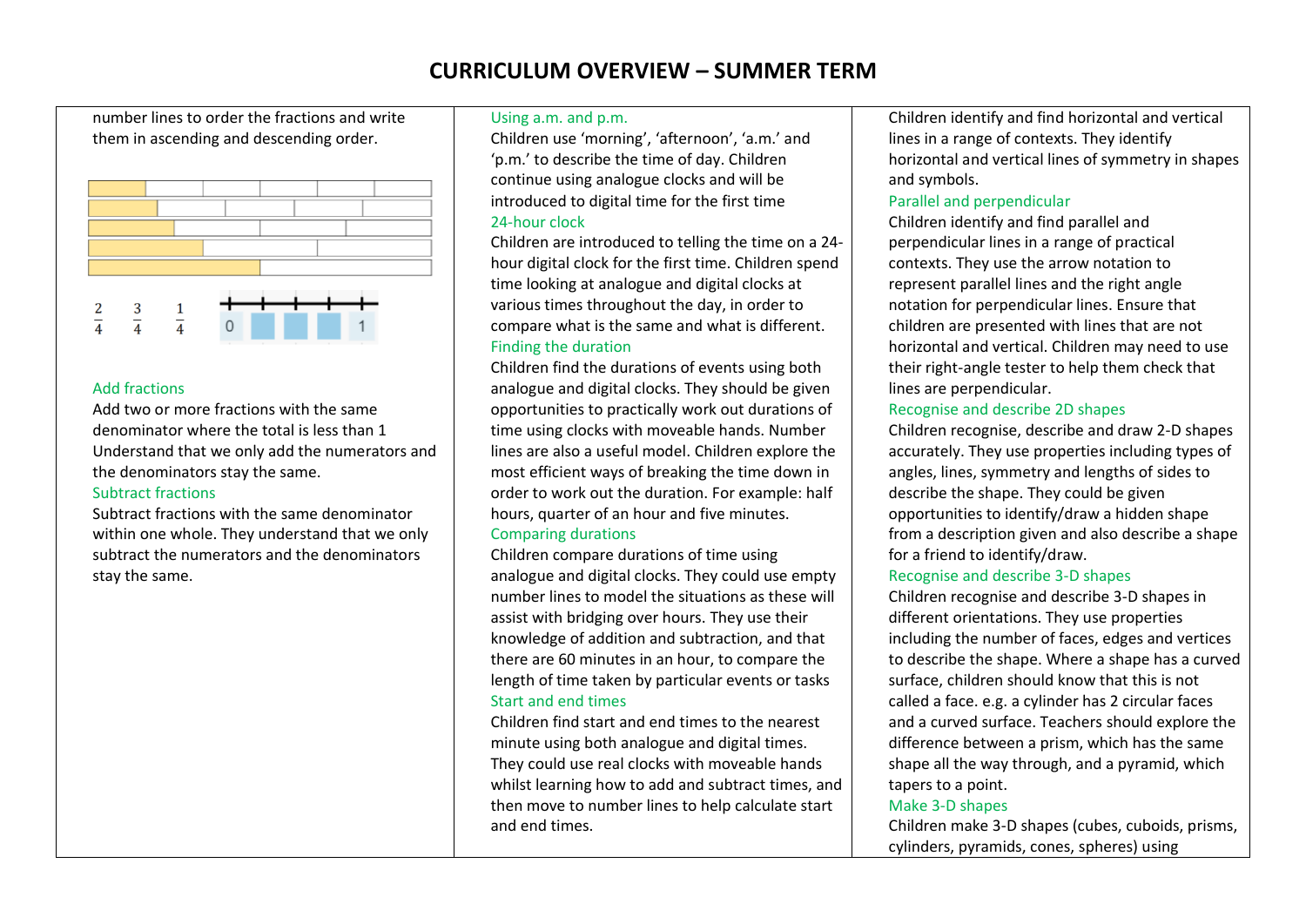# CURRICULUM OVERVIEW – SUMMER TERM

number lines to order the fractions and write them in ascending and descending order.

$\frac{2}{4}$ $\frac{3}{4}$ $\frac{1}{4}$

0 1

### Add fractions

Add two or more fractions with the same denominator where the total is less than 1
Understand that we only add the numerators and the denominators stay the same.

### Subtract fractions

Subtract fractions with the same denominator within one whole. They understand that we only subtract the numerators and the denominators stay the same.

### Using a.m. and p.m.

Children use 'morning', 'afternoon', 'a.m.' and 'p.m.' to describe the time of day. Children continue using analogue clocks and will be introduced to digital time for the first time

### 24-hour clock

Children are introduced to telling the time on a 24-hour digital clock for the first time. Children spend time looking at analogue and digital clocks at various times throughout the day, in order to compare what is the same and what is different.

### Finding the duration

Children find the durations of events using both analogue and digital clocks. They should be given opportunities to practically work out durations of time using clocks with moveable hands. Number lines are also a useful model. Children explore the most efficient ways of breaking the time down in order to work out the duration. For example: half hours, quarter of an hour and five minutes.

### Comparing durations

Children compare durations of time using analogue and digital clocks. They could use empty number lines to model the situations as these will assist with bridging over hours. They use their knowledge of addition and subtraction, and that there are 60 minutes in an hour, to compare the length of time taken by particular events or tasks

### Start and end times

Children find start and end times to the nearest minute using both analogue and digital times. They could use real clocks with moveable hands whilst learning how to add and subtract times, and then move to number lines to help calculate start and end times.

Children identify and find horizontal and vertical lines in a range of contexts. They identify horizontal and vertical lines of symmetry in shapes and symbols.

### Parallel and perpendicular

Children identify and find parallel and perpendicular lines in a range of practical contexts. They use the arrow notation to represent parallel lines and the right angle notation for perpendicular lines. Ensure that children are presented with lines that are not horizontal and vertical. Children may need to use their right-angle tester to help them check that lines are perpendicular.

### Recognise and describe 2D shapes

Children recognise, describe and draw 2-D shapes accurately. They use properties including types of angles, lines, symmetry and lengths of sides to describe the shape. They could be given opportunities to identify/draw a hidden shape from a description given and also describe a shape for a friend to identify/draw.

### Recognise and describe 3-D shapes

Children recognise and describe 3-D shapes in different orientations. They use properties including the number of faces, edges and vertices to describe the shape. Where a shape has a curved surface, children should know that this is not called a face. e.g. a cylinder has 2 circular faces and a curved surface. Teachers should explore the difference between a prism, which has the same shape all the way through, and a pyramid, which tapers to a point.

### Make 3-D shapes

Children make 3-D shapes (cubes, cuboids, prisms, cylinders, pyramids, cones, spheres) using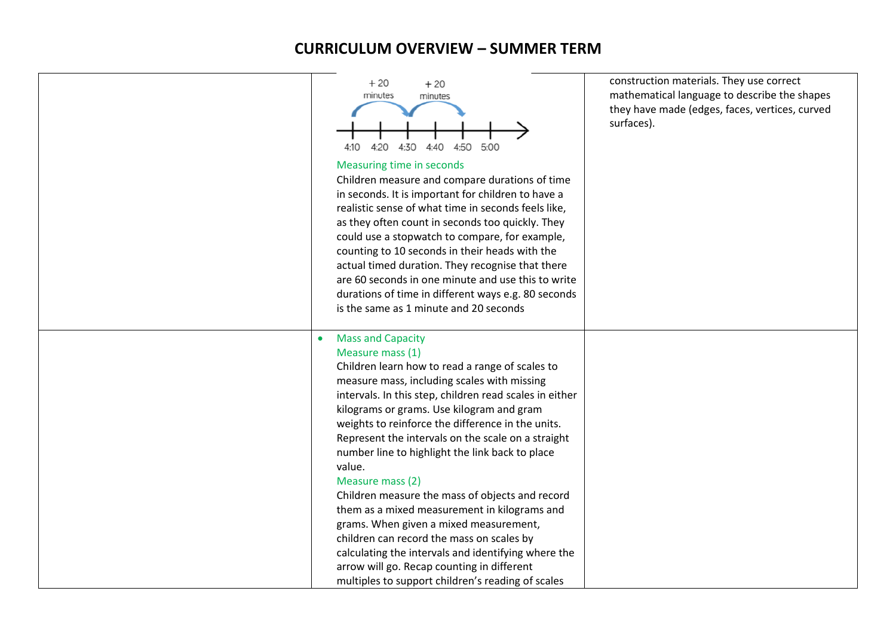# CURRICULUM OVERVIEW – SUMMER TERM

| | | |
|---|---|---|
| | +20 minutes +20 minutes 4:10 4:20 4:30 4:40 4:50 5:00<br><br>Measuring time in seconds<br>Children measure and compare durations of time in seconds. It is important for children to have a realistic sense of what time in seconds feels like, as they often count in seconds too quickly. They could use a stopwatch to compare, for example, counting to 10 seconds in their heads with the actual timed duration. They recognise that there are 60 seconds in one minute and use this to write durations of time in different ways e.g. 80 seconds is the same as 1 minute and 20 seconds | construction materials. They use correct mathematical language to describe the shapes they have made (edges, faces, vertices, curved surfaces). |
| | • Mass and Capacity<br>Measure mass (1)<br>Children learn how to read a range of scales to measure mass, including scales with missing intervals. In this step, children read scales in either kilograms or grams. Use kilogram and gram weights to reinforce the difference in the units. Represent the intervals on the scale on a straight number line to highlight the link back to place value.<br>Measure mass (2)<br>Children measure the mass of objects and record them as a mixed measurement in kilograms and grams. When given a mixed measurement, children can record the mass on scales by calculating the intervals and identifying where the arrow will go. Recap counting in different multiples to support children's reading of scales | |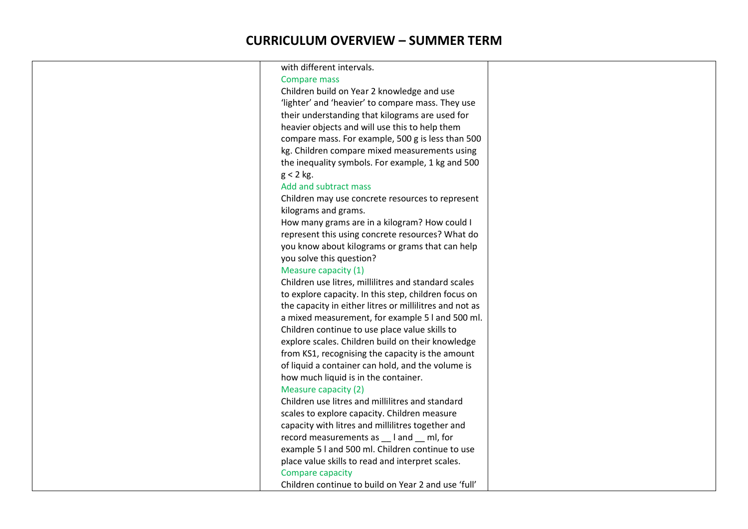# CURRICULUM OVERVIEW – SUMMER TERM

| | | |
|---|---|---|
| | with different intervals.<br>Compare mass<br>Children build on Year 2 knowledge and use 'lighter' and 'heavier' to compare mass. They use their understanding that kilograms are used for heavier objects and will use this to help them compare mass. For example, 500 g is less than 500 kg. Children compare mixed measurements using the inequality symbols. For example, 1 kg and 500 g < 2 kg.<br>Add and subtract mass<br>Children may use concrete resources to represent kilograms and grams.<br>How many grams are in a kilogram? How could I represent this using concrete resources? What do you know about kilograms or grams that can help you solve this question?<br>Measure capacity (1)<br>Children use litres, millilitres and standard scales to explore capacity. In this step, children focus on the capacity in either litres or millilitres and not as a mixed measurement, for example 5 l and 500 ml. Children continue to use place value skills to explore scales. Children build on their knowledge from KS1, recognising the capacity is the amount of liquid a container can hold, and the volume is how much liquid is in the container.<br>Measure capacity (2)<br>Children use litres and millilitres and standard scales to explore capacity. Children measure capacity with litres and millilitres together and record measurements as __ l and __ ml, for example 5 l and 500 ml. Children continue to use place value skills to read and interpret scales.<br>Compare capacity<br>Children continue to build on Year 2 and use 'full' | |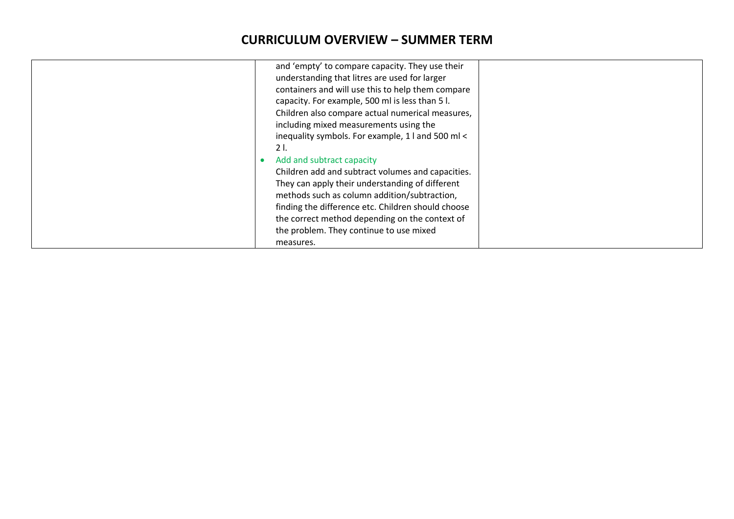# CURRICULUM OVERVIEW – SUMMER TERM

| | | |
|---|---|---|
| | and 'empty' to compare capacity. They use their understanding that litres are used for larger containers and will use this to help them compare capacity. For example, 500 ml is less than 5 l. Children also compare actual numerical measures, including mixed measurements using the inequality symbols. For example, 1 l and 500 ml < 2 l.<br>• Add and subtract capacity<br>Children add and subtract volumes and capacities. They can apply their understanding of different methods such as column addition/subtraction, finding the difference etc. Children should choose the correct method depending on the context of the problem. They continue to use mixed measures. | |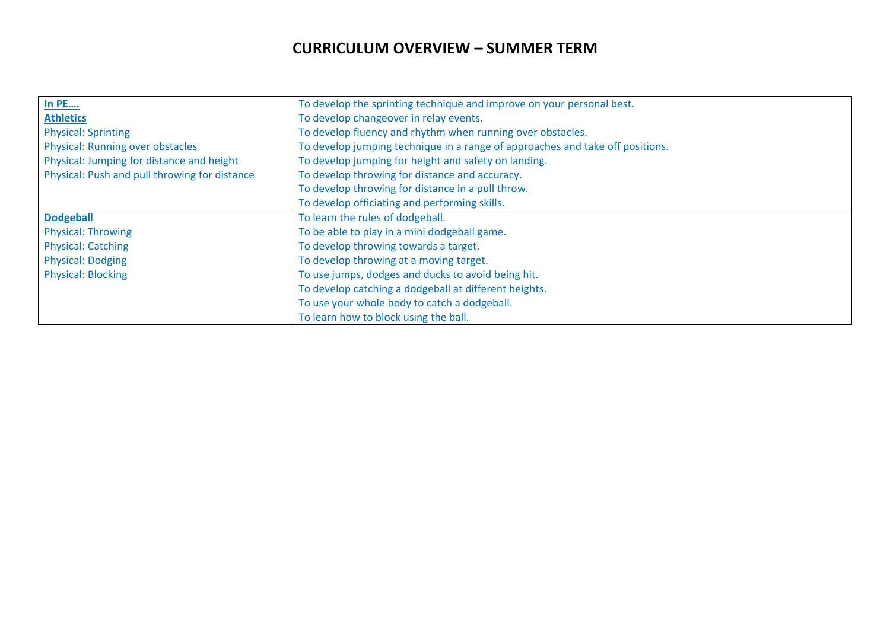# CURRICULUM OVERVIEW – SUMMER TERM

| | |
|---|---|
| **In PE….** | To develop the sprinting technique and improve on your personal best. |
| **Athletics** | To develop changeover in relay events. |
| Physical: Sprinting | To develop fluency and rhythm when running over obstacles. |
| Physical: Running over obstacles | To develop jumping technique in a range of approaches and take off positions. |
| Physical: Jumping for distance and height | To develop jumping for height and safety on landing. |
| Physical: Push and pull throwing for distance | To develop throwing for distance and accuracy. |
| | To develop throwing for distance in a pull throw. |
| | To develop officiating and performing skills. |
| **Dodgeball** | To learn the rules of dodgeball. |
| Physical: Throwing | To be able to play in a mini dodgeball game. |
| Physical: Catching | To develop throwing towards a target. |
| Physical: Dodging | To develop throwing at a moving target. |
| Physical: Blocking | To use jumps, dodges and ducks to avoid being hit. |
| | To develop catching a dodgeball at different heights. |
| | To use your whole body to catch a dodgeball. |
| | To learn how to block using the ball. |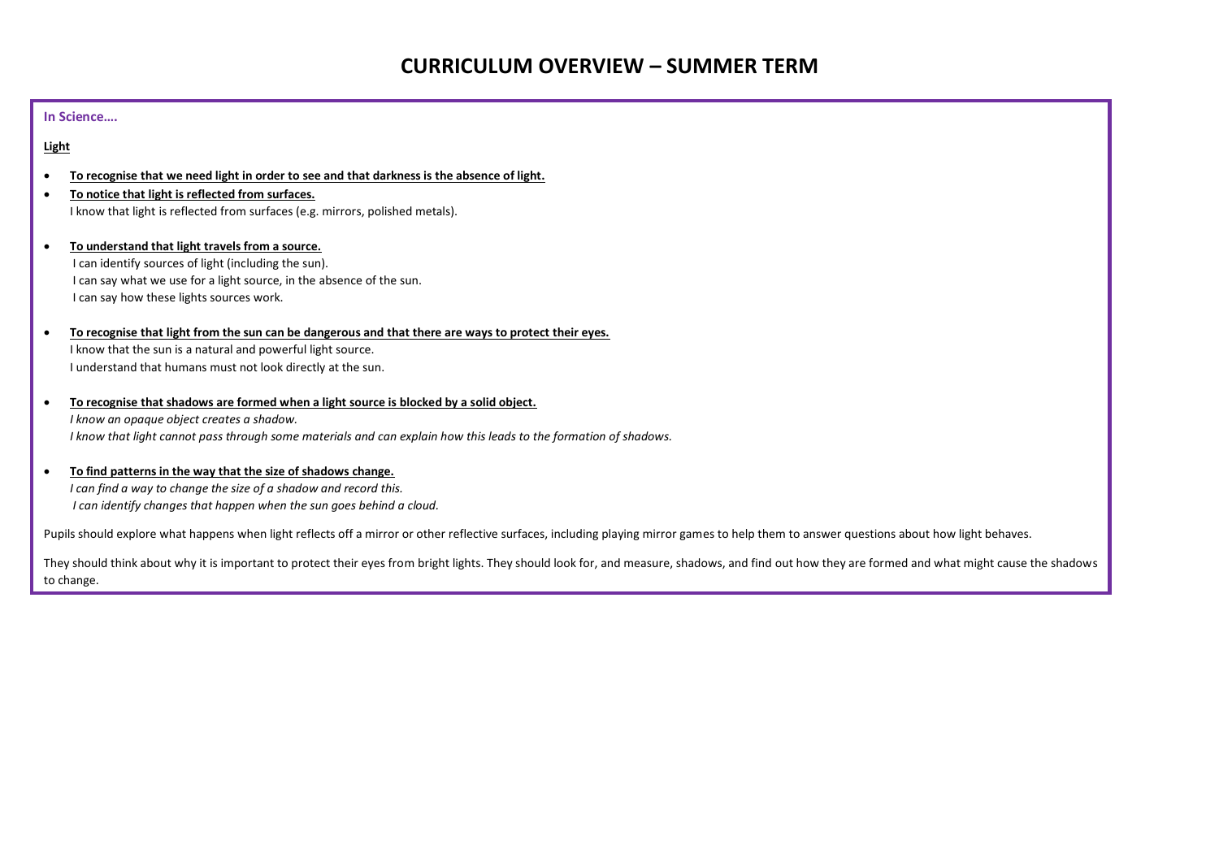# CURRICULUM OVERVIEW – SUMMER TERM

**In Science….**

**Light**

- **To recognise that we need light in order to see and that darkness is the absence of light.**
- **To notice that light is reflected from surfaces.**
  I know that light is reflected from surfaces (e.g. mirrors, polished metals).

- **To understand that light travels from a source.**
  I can identify sources of light (including the sun).
  I can say what we use for a light source, in the absence of the sun.
  I can say how these lights sources work.

- **To recognise that light from the sun can be dangerous and that there are ways to protect their eyes.**
  I know that the sun is a natural and powerful light source.
  I understand that humans must not look directly at the sun.

- **To recognise that shadows are formed when a light source is blocked by a solid object.**
  *I know an opaque object creates a shadow.*
  *I know that light cannot pass through some materials and can explain how this leads to the formation of shadows.*

- **To find patterns in the way that the size of shadows change.**
  *I can find a way to change the size of a shadow and record this.*
  *I can identify changes that happen when the sun goes behind a cloud.*

Pupils should explore what happens when light reflects off a mirror or other reflective surfaces, including playing mirror games to help them to answer questions about how light behaves.

They should think about why it is important to protect their eyes from bright lights. They should look for, and measure, shadows, and find out how they are formed and what might cause the shadows to change.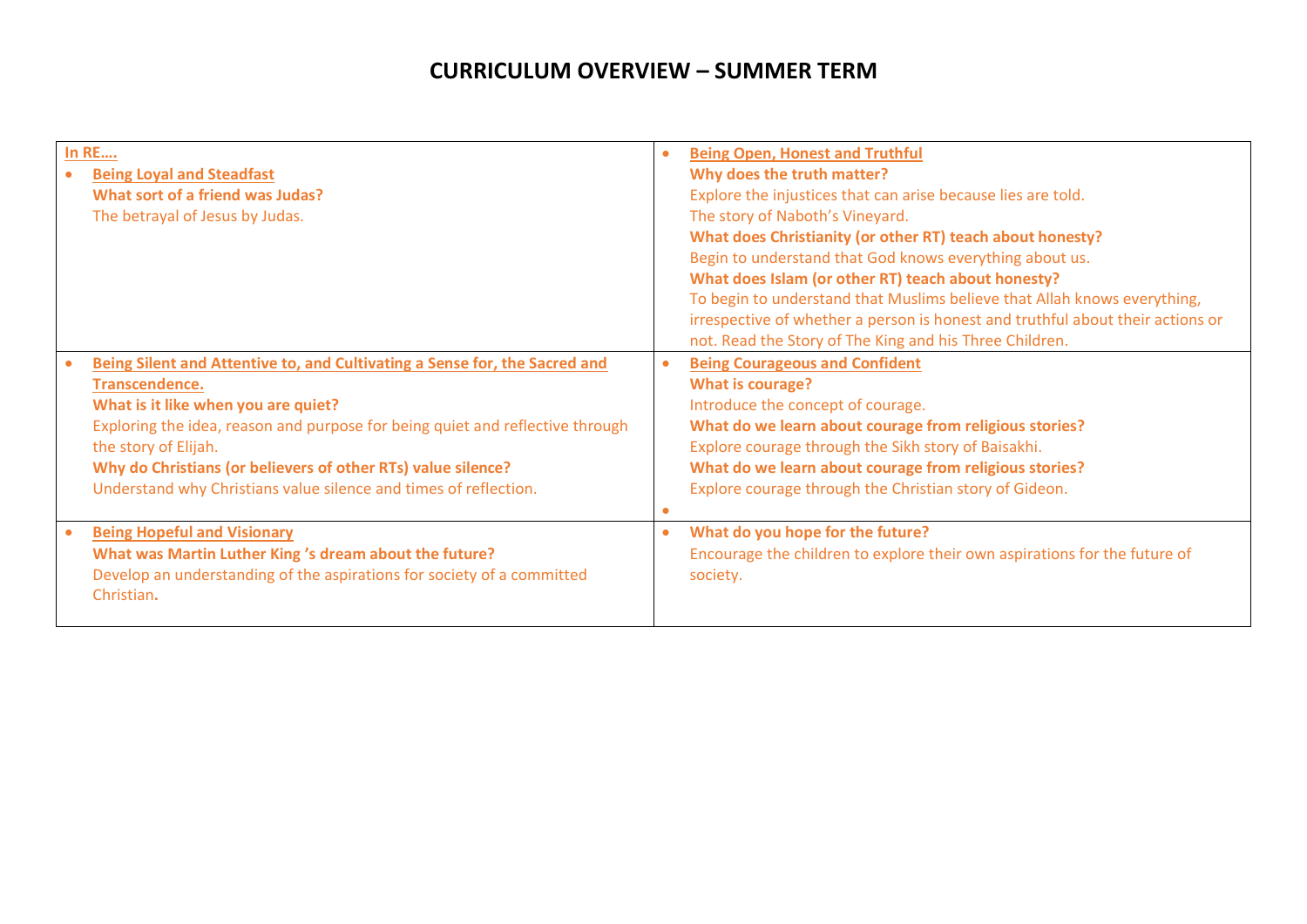# CURRICULUM OVERVIEW – SUMMER TERM

| | |
|---|---|
| **In RE….**<br>• **Being Loyal and Steadfast**<br>**What sort of a friend was Judas?**<br>The betrayal of Jesus by Judas. | • **Being Open, Honest and Truthful**<br>**Why does the truth matter?**<br>Explore the injustices that can arise because lies are told.<br>The story of Naboth's Vineyard.<br>**What does Christianity (or other RT) teach about honesty?**<br>Begin to understand that God knows everything about us.<br>**What does Islam (or other RT) teach about honesty?**<br>To begin to understand that Muslims believe that Allah knows everything, irrespective of whether a person is honest and truthful about their actions or not. Read the Story of The King and his Three Children. |
| • **Being Silent and Attentive to, and Cultivating a Sense for, the Sacred and Transcendence.**<br>**What is it like when you are quiet?**<br>Exploring the idea, reason and purpose for being quiet and reflective through the story of Elijah.<br>**Why do Christians (or believers of other RTs) value silence?**<br>Understand why Christians value silence and times of reflection. | • **Being Courageous and Confident**<br>**What is courage?**<br>Introduce the concept of courage.<br>**What do we learn about courage from religious stories?**<br>Explore courage through the Sikh story of Baisakhi.<br>**What do we learn about courage from religious stories?**<br>Explore courage through the Christian story of Gideon.<br>• |
| • **Being Hopeful and Visionary**<br>**What was Martin Luther King 's dream about the future?**<br>Develop an understanding of the aspirations for society of a committed Christian**.** | • **What do you hope for the future?**<br>Encourage the children to explore their own aspirations for the future of society. |